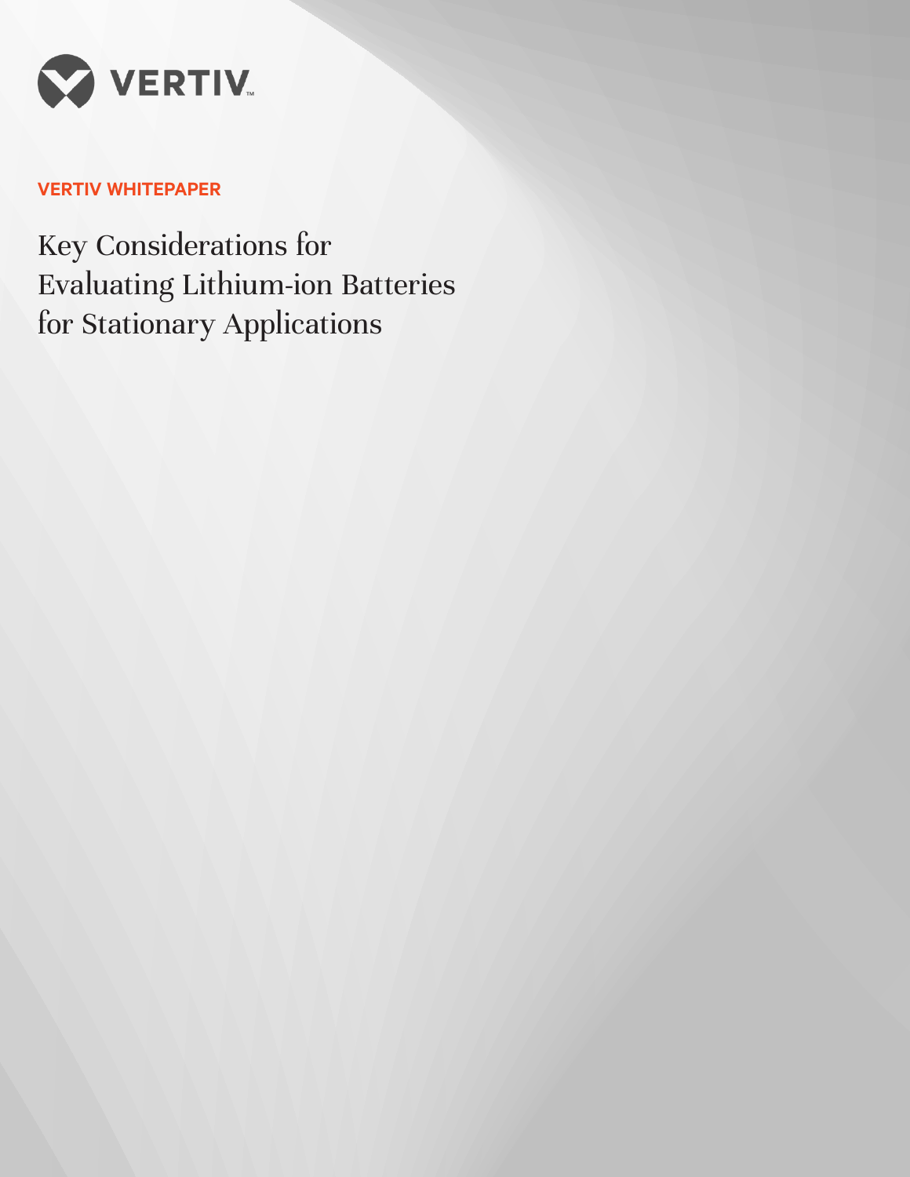VERTIV

**VERTIV WHITEPAPER**

# Key Considerations for Evaluating Lithium-ion Batteries for Stationary Applications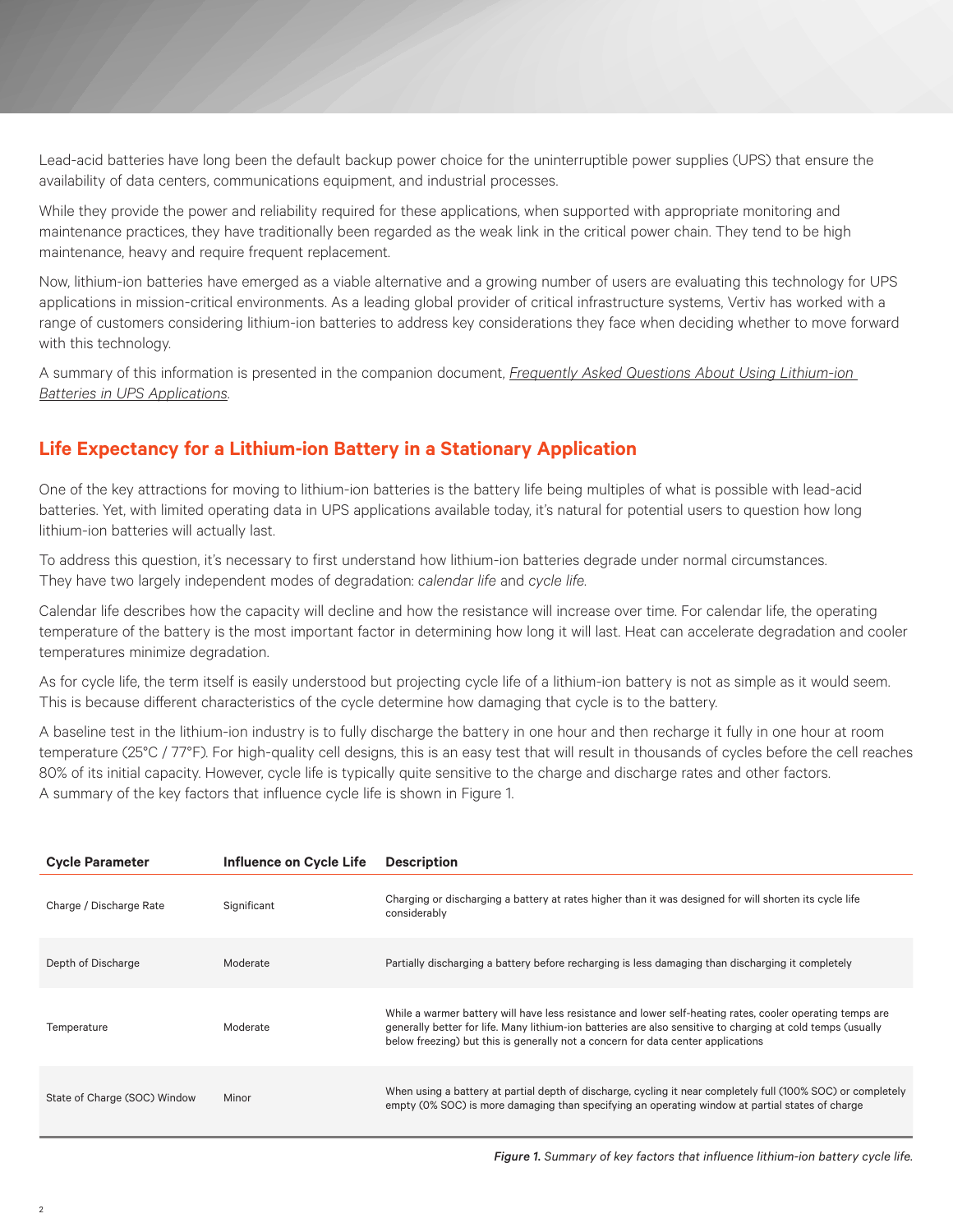Lead-acid batteries have long been the default backup power choice for the uninterruptible power supplies (UPS) that ensure the availability of data centers, communications equipment, and industrial processes.

While they provide the power and reliability required for these applications, when supported with appropriate monitoring and maintenance practices, they have traditionally been regarded as the weak link in the critical power chain. They tend to be high maintenance, heavy and require frequent replacement.

Now, lithium-ion batteries have emerged as a viable alternative and a growing number of users are evaluating this technology for UPS applications in mission-critical environments. As a leading global provider of critical infrastructure systems, Vertiv has worked with a range of customers considering lithium-ion batteries to address key considerations they face when deciding whether to move forward with this technology.

A summary of this information is presented in the companion document, *Frequently Asked Questions About Using Lithium-ion Batteries in UPS Applications*.

## Life Expectancy for a Lithium-ion Battery in a Stationary Application

One of the key attractions for moving to lithium-ion batteries is the battery life being multiples of what is possible with lead-acid batteries. Yet, with limited operating data in UPS applications available today, it's natural for potential users to question how long lithium-ion batteries will actually last.

To address this question, it's necessary to first understand how lithium-ion batteries degrade under normal circumstances. They have two largely independent modes of degradation: *calendar life* and *cycle life*.

Calendar life describes how the capacity will decline and how the resistance will increase over time. For calendar life, the operating temperature of the battery is the most important factor in determining how long it will last. Heat can accelerate degradation and cooler temperatures minimize degradation.

As for cycle life, the term itself is easily understood but projecting cycle life of a lithium-ion battery is not as simple as it would seem. This is because different characteristics of the cycle determine how damaging that cycle is to the battery.

A baseline test in the lithium-ion industry is to fully discharge the battery in one hour and then recharge it fully in one hour at room temperature (25°C / 77°F). For high-quality cell designs, this is an easy test that will result in thousands of cycles before the cell reaches 80% of its initial capacity. However, cycle life is typically quite sensitive to the charge and discharge rates and other factors. A summary of the key factors that influence cycle life is shown in Figure 1.

| Cycle Parameter | Influence on Cycle Life | Description |
|---|---|---|
| Charge / Discharge Rate | Significant | Charging or discharging a battery at rates higher than it was designed for will shorten its cycle life considerably |
| Depth of Discharge | Moderate | Partially discharging a battery before recharging is less damaging than discharging it completely |
| Temperature | Moderate | While a warmer battery will have less resistance and lower self-heating rates, cooler operating temps are generally better for life. Many lithium-ion batteries are also sensitive to charging at cold temps (usually below freezing) but this is generally not a concern for data center applications |
| State of Charge (SOC) Window | Minor | When using a battery at partial depth of discharge, cycling it near completely full (100% SOC) or completely empty (0% SOC) is more damaging than specifying an operating window at partial states of charge |

***Figure 1.*** *Summary of key factors that influence lithium-ion battery cycle life.*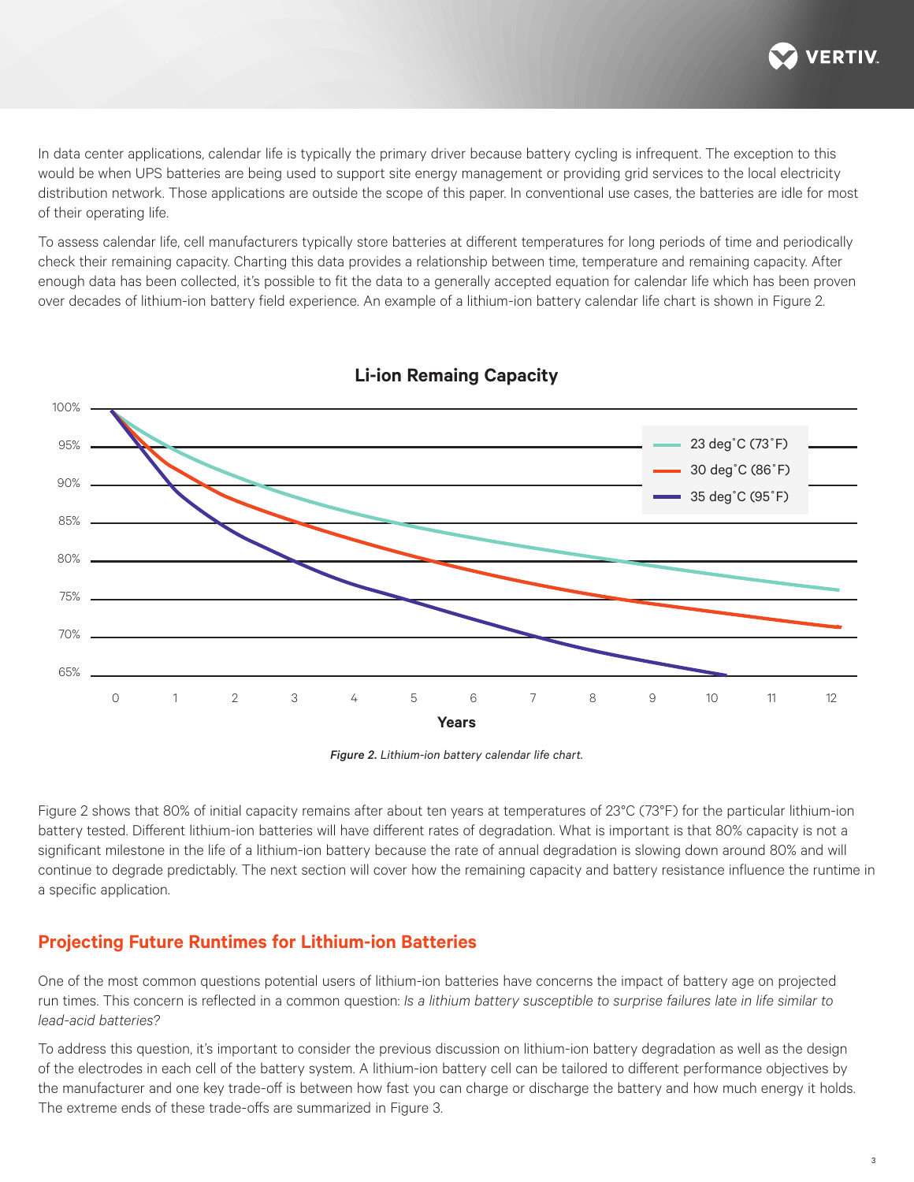In data center applications, calendar life is typically the primary driver because battery cycling is infrequent. The exception to this would be when UPS batteries are being used to support site energy management or providing grid services to the local electricity distribution network. Those applications are outside the scope of this paper. In conventional use cases, the batteries are idle for most of their operating life.

To assess calendar life, cell manufacturers typically store batteries at different temperatures for long periods of time and periodically check their remaining capacity. Charting this data provides a relationship between time, temperature and remaining capacity. After enough data has been collected, it's possible to fit the data to a generally accepted equation for calendar life which has been proven over decades of lithium-ion battery field experience. An example of a lithium-ion battery calendar life chart is shown in Figure 2.

**Li-ion Remaing Capacity**

100%
95%
90%
85%
80%
75%
70%
65%

0 1 2 3 4 5 6 7 8 9 10 11 12

Years

23 deg˚C (73˚F)
30 deg˚C (86˚F)
35 deg˚C (95˚F)

***Figure 2.*** *Lithium-ion battery calendar life chart.*

Figure 2 shows that 80% of initial capacity remains after about ten years at temperatures of 23°C (73°F) for the particular lithium-ion battery tested. Different lithium-ion batteries will have different rates of degradation. What is important is that 80% capacity is not a significant milestone in the life of a lithium-ion battery because the rate of annual degradation is slowing down around 80% and will continue to degrade predictably. The next section will cover how the remaining capacity and battery resistance influence the runtime in a specific application.

## Projecting Future Runtimes for Lithium-ion Batteries

One of the most common questions potential users of lithium-ion batteries have concerns the impact of battery age on projected run times. This concern is reflected in a common question: *Is a lithium battery susceptible to surprise failures late in life similar to lead-acid batteries?*

To address this question, it's important to consider the previous discussion on lithium-ion battery degradation as well as the design of the electrodes in each cell of the battery system. A lithium-ion battery cell can be tailored to different performance objectives by the manufacturer and one key trade-off is between how fast you can charge or discharge the battery and how much energy it holds. The extreme ends of these trade-offs are summarized in Figure 3.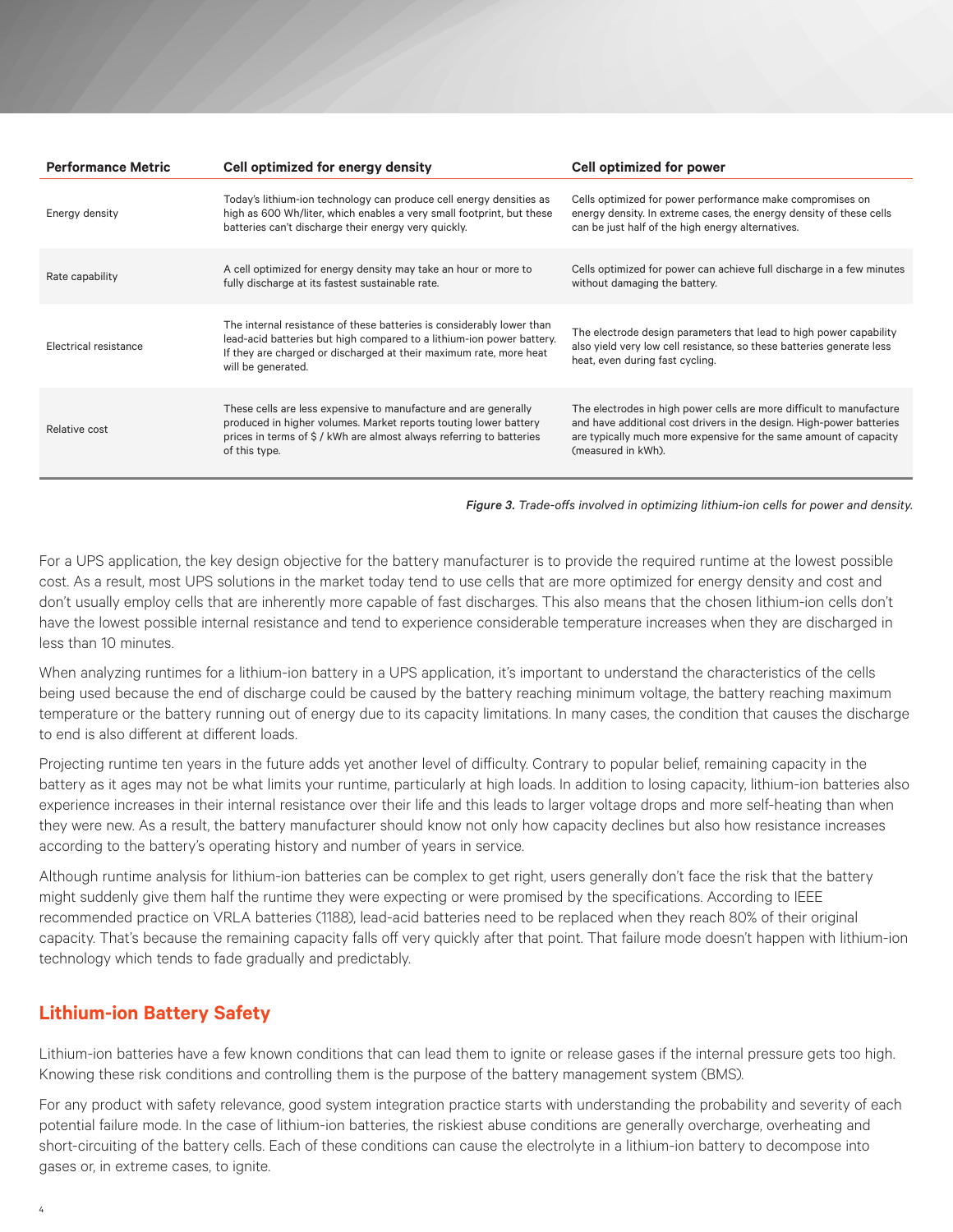| Performance Metric | Cell optimized for energy density | Cell optimized for power |
|---|---|---|
| Energy density | Today's lithium-ion technology can produce cell energy densities as high as 600 Wh/liter, which enables a very small footprint, but these batteries can't discharge their energy very quickly. | Cells optimized for power performance make compromises on energy density. In extreme cases, the energy density of these cells can be just half of the high energy alternatives. |
| Rate capability | A cell optimized for energy density may take an hour or more to fully discharge at its fastest sustainable rate. | Cells optimized for power can achieve full discharge in a few minutes without damaging the battery. |
| Electrical resistance | The internal resistance of these batteries is considerably lower than lead-acid batteries but high compared to a lithium-ion power battery. If they are charged or discharged at their maximum rate, more heat will be generated. | The electrode design parameters that lead to high power capability also yield very low cell resistance, so these batteries generate less heat, even during fast cycling. |
| Relative cost | These cells are less expensive to manufacture and are generally produced in higher volumes. Market reports touting lower battery prices in terms of $ / kWh are almost always referring to batteries of this type. | The electrodes in high power cells are more difficult to manufacture and have additional cost drivers in the design. High-power batteries are typically much more expensive for the same amount of capacity (measured in kWh). |

***Figure 3.*** *Trade-offs involved in optimizing lithium-ion cells for power and density.*

For a UPS application, the key design objective for the battery manufacturer is to provide the required runtime at the lowest possible cost. As a result, most UPS solutions in the market today tend to use cells that are more optimized for energy density and cost and don't usually employ cells that are inherently more capable of fast discharges. This also means that the chosen lithium-ion cells don't have the lowest possible internal resistance and tend to experience considerable temperature increases when they are discharged in less than 10 minutes.

When analyzing runtimes for a lithium-ion battery in a UPS application, it's important to understand the characteristics of the cells being used because the end of discharge could be caused by the battery reaching minimum voltage, the battery reaching maximum temperature or the battery running out of energy due to its capacity limitations. In many cases, the condition that causes the discharge to end is also different at different loads.

Projecting runtime ten years in the future adds yet another level of difficulty. Contrary to popular belief, remaining capacity in the battery as it ages may not be what limits your runtime, particularly at high loads. In addition to losing capacity, lithium-ion batteries also experience increases in their internal resistance over their life and this leads to larger voltage drops and more self-heating than when they were new. As a result, the battery manufacturer should know not only how capacity declines but also how resistance increases according to the battery's operating history and number of years in service.

Although runtime analysis for lithium-ion batteries can be complex to get right, users generally don't face the risk that the battery might suddenly give them half the runtime they were expecting or were promised by the specifications. According to IEEE recommended practice on VRLA batteries (1188), lead-acid batteries need to be replaced when they reach 80% of their original capacity. That's because the remaining capacity falls off very quickly after that point. That failure mode doesn't happen with lithium-ion technology which tends to fade gradually and predictably.

## Lithium-ion Battery Safety

Lithium-ion batteries have a few known conditions that can lead them to ignite or release gases if the internal pressure gets too high. Knowing these risk conditions and controlling them is the purpose of the battery management system (BMS).

For any product with safety relevance, good system integration practice starts with understanding the probability and severity of each potential failure mode. In the case of lithium-ion batteries, the riskiest abuse conditions are generally overcharge, overheating and short-circuiting of the battery cells. Each of these conditions can cause the electrolyte in a lithium-ion battery to decompose into gases or, in extreme cases, to ignite.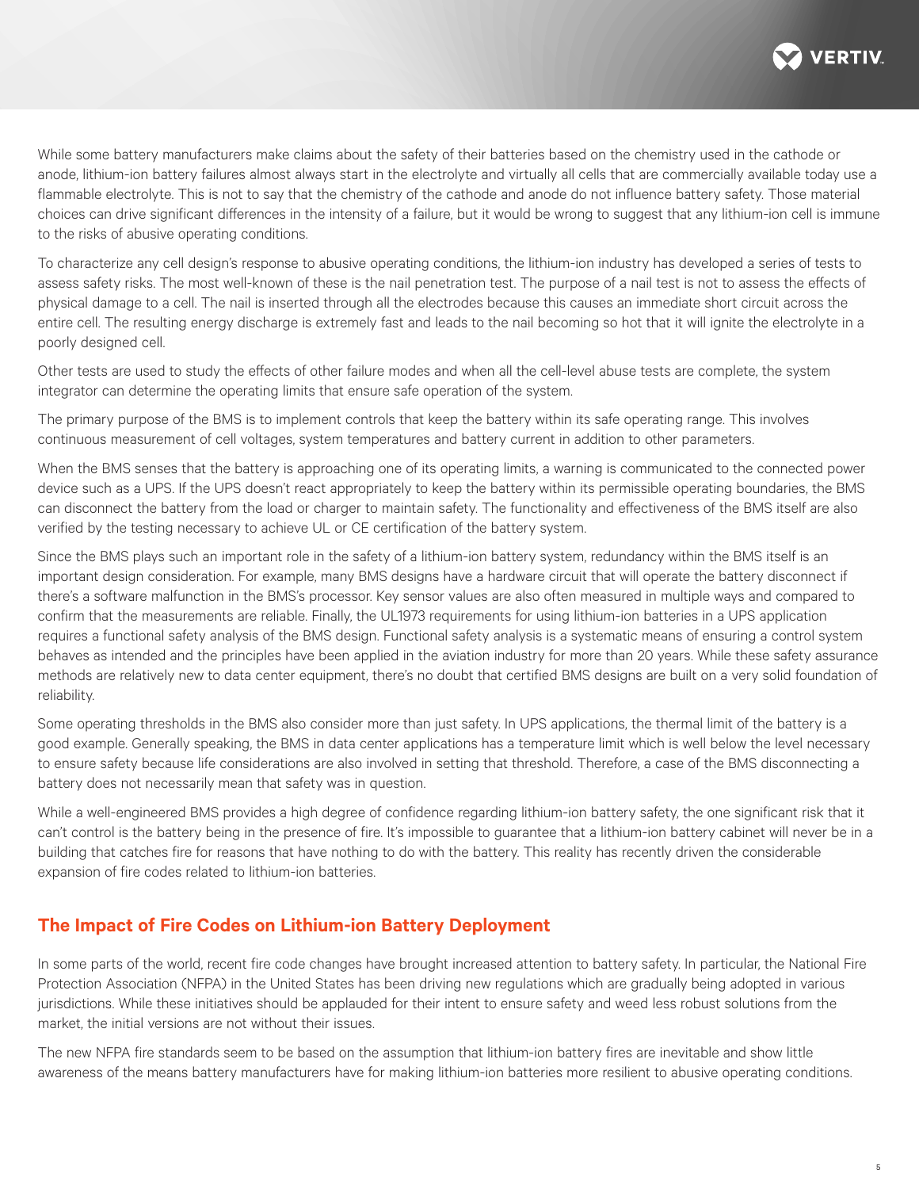While some battery manufacturers make claims about the safety of their batteries based on the chemistry used in the cathode or anode, lithium-ion battery failures almost always start in the electrolyte and virtually all cells that are commercially available today use a flammable electrolyte. This is not to say that the chemistry of the cathode and anode do not influence battery safety. Those material choices can drive significant differences in the intensity of a failure, but it would be wrong to suggest that any lithium-ion cell is immune to the risks of abusive operating conditions.

To characterize any cell design's response to abusive operating conditions, the lithium-ion industry has developed a series of tests to assess safety risks. The most well-known of these is the nail penetration test. The purpose of a nail test is not to assess the effects of physical damage to a cell. The nail is inserted through all the electrodes because this causes an immediate short circuit across the entire cell. The resulting energy discharge is extremely fast and leads to the nail becoming so hot that it will ignite the electrolyte in a poorly designed cell.

Other tests are used to study the effects of other failure modes and when all the cell-level abuse tests are complete, the system integrator can determine the operating limits that ensure safe operation of the system.

The primary purpose of the BMS is to implement controls that keep the battery within its safe operating range. This involves continuous measurement of cell voltages, system temperatures and battery current in addition to other parameters.

When the BMS senses that the battery is approaching one of its operating limits, a warning is communicated to the connected power device such as a UPS. If the UPS doesn't react appropriately to keep the battery within its permissible operating boundaries, the BMS can disconnect the battery from the load or charger to maintain safety. The functionality and effectiveness of the BMS itself are also verified by the testing necessary to achieve UL or CE certification of the battery system.

Since the BMS plays such an important role in the safety of a lithium-ion battery system, redundancy within the BMS itself is an important design consideration. For example, many BMS designs have a hardware circuit that will operate the battery disconnect if there's a software malfunction in the BMS's processor. Key sensor values are also often measured in multiple ways and compared to confirm that the measurements are reliable. Finally, the UL1973 requirements for using lithium-ion batteries in a UPS application requires a functional safety analysis of the BMS design. Functional safety analysis is a systematic means of ensuring a control system behaves as intended and the principles have been applied in the aviation industry for more than 20 years. While these safety assurance methods are relatively new to data center equipment, there's no doubt that certified BMS designs are built on a very solid foundation of reliability.

Some operating thresholds in the BMS also consider more than just safety. In UPS applications, the thermal limit of the battery is a good example. Generally speaking, the BMS in data center applications has a temperature limit which is well below the level necessary to ensure safety because life considerations are also involved in setting that threshold. Therefore, a case of the BMS disconnecting a battery does not necessarily mean that safety was in question.

While a well-engineered BMS provides a high degree of confidence regarding lithium-ion battery safety, the one significant risk that it can't control is the battery being in the presence of fire. It's impossible to guarantee that a lithium-ion battery cabinet will never be in a building that catches fire for reasons that have nothing to do with the battery. This reality has recently driven the considerable expansion of fire codes related to lithium-ion batteries.

## The Impact of Fire Codes on Lithium-ion Battery Deployment

In some parts of the world, recent fire code changes have brought increased attention to battery safety. In particular, the National Fire Protection Association (NFPA) in the United States has been driving new regulations which are gradually being adopted in various jurisdictions. While these initiatives should be applauded for their intent to ensure safety and weed less robust solutions from the market, the initial versions are not without their issues.

The new NFPA fire standards seem to be based on the assumption that lithium-ion battery fires are inevitable and show little awareness of the means battery manufacturers have for making lithium-ion batteries more resilient to abusive operating conditions.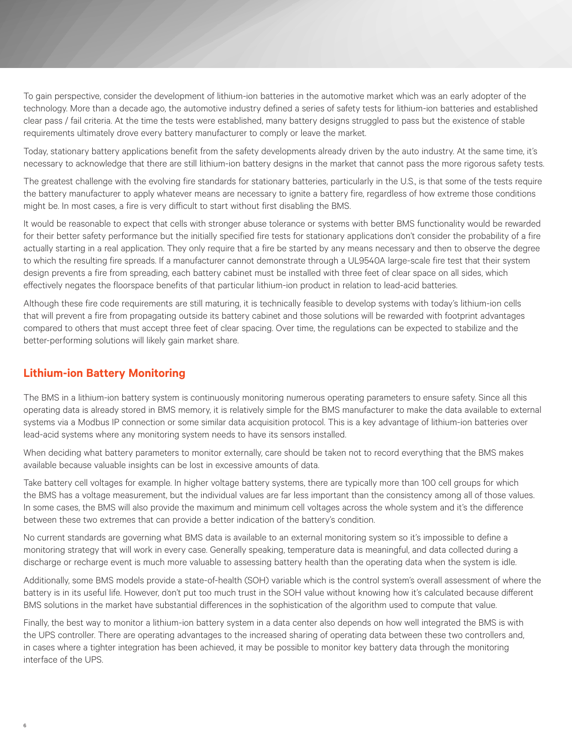To gain perspective, consider the development of lithium-ion batteries in the automotive market which was an early adopter of the technology. More than a decade ago, the automotive industry defined a series of safety tests for lithium-ion batteries and established clear pass / fail criteria. At the time the tests were established, many battery designs struggled to pass but the existence of stable requirements ultimately drove every battery manufacturer to comply or leave the market.

Today, stationary battery applications benefit from the safety developments already driven by the auto industry. At the same time, it's necessary to acknowledge that there are still lithium-ion battery designs in the market that cannot pass the more rigorous safety tests.

The greatest challenge with the evolving fire standards for stationary batteries, particularly in the U.S., is that some of the tests require the battery manufacturer to apply whatever means are necessary to ignite a battery fire, regardless of how extreme those conditions might be. In most cases, a fire is very difficult to start without first disabling the BMS.

It would be reasonable to expect that cells with stronger abuse tolerance or systems with better BMS functionality would be rewarded for their better safety performance but the initially specified fire tests for stationary applications don't consider the probability of a fire actually starting in a real application. They only require that a fire be started by any means necessary and then to observe the degree to which the resulting fire spreads. If a manufacturer cannot demonstrate through a UL9540A large-scale fire test that their system design prevents a fire from spreading, each battery cabinet must be installed with three feet of clear space on all sides, which effectively negates the floorspace benefits of that particular lithium-ion product in relation to lead-acid batteries.

Although these fire code requirements are still maturing, it is technically feasible to develop systems with today's lithium-ion cells that will prevent a fire from propagating outside its battery cabinet and those solutions will be rewarded with footprint advantages compared to others that must accept three feet of clear spacing. Over time, the regulations can be expected to stabilize and the better-performing solutions will likely gain market share.

## Lithium-ion Battery Monitoring

The BMS in a lithium-ion battery system is continuously monitoring numerous operating parameters to ensure safety. Since all this operating data is already stored in BMS memory, it is relatively simple for the BMS manufacturer to make the data available to external systems via a Modbus IP connection or some similar data acquisition protocol. This is a key advantage of lithium-ion batteries over lead-acid systems where any monitoring system needs to have its sensors installed.

When deciding what battery parameters to monitor externally, care should be taken not to record everything that the BMS makes available because valuable insights can be lost in excessive amounts of data.

Take battery cell voltages for example. In higher voltage battery systems, there are typically more than 100 cell groups for which the BMS has a voltage measurement, but the individual values are far less important than the consistency among all of those values. In some cases, the BMS will also provide the maximum and minimum cell voltages across the whole system and it's the difference between these two extremes that can provide a better indication of the battery's condition.

No current standards are governing what BMS data is available to an external monitoring system so it's impossible to define a monitoring strategy that will work in every case. Generally speaking, temperature data is meaningful, and data collected during a discharge or recharge event is much more valuable to assessing battery health than the operating data when the system is idle.

Additionally, some BMS models provide a state-of-health (SOH) variable which is the control system's overall assessment of where the battery is in its useful life. However, don't put too much trust in the SOH value without knowing how it's calculated because different BMS solutions in the market have substantial differences in the sophistication of the algorithm used to compute that value.

Finally, the best way to monitor a lithium-ion battery system in a data center also depends on how well integrated the BMS is with the UPS controller. There are operating advantages to the increased sharing of operating data between these two controllers and, in cases where a tighter integration has been achieved, it may be possible to monitor key battery data through the monitoring interface of the UPS.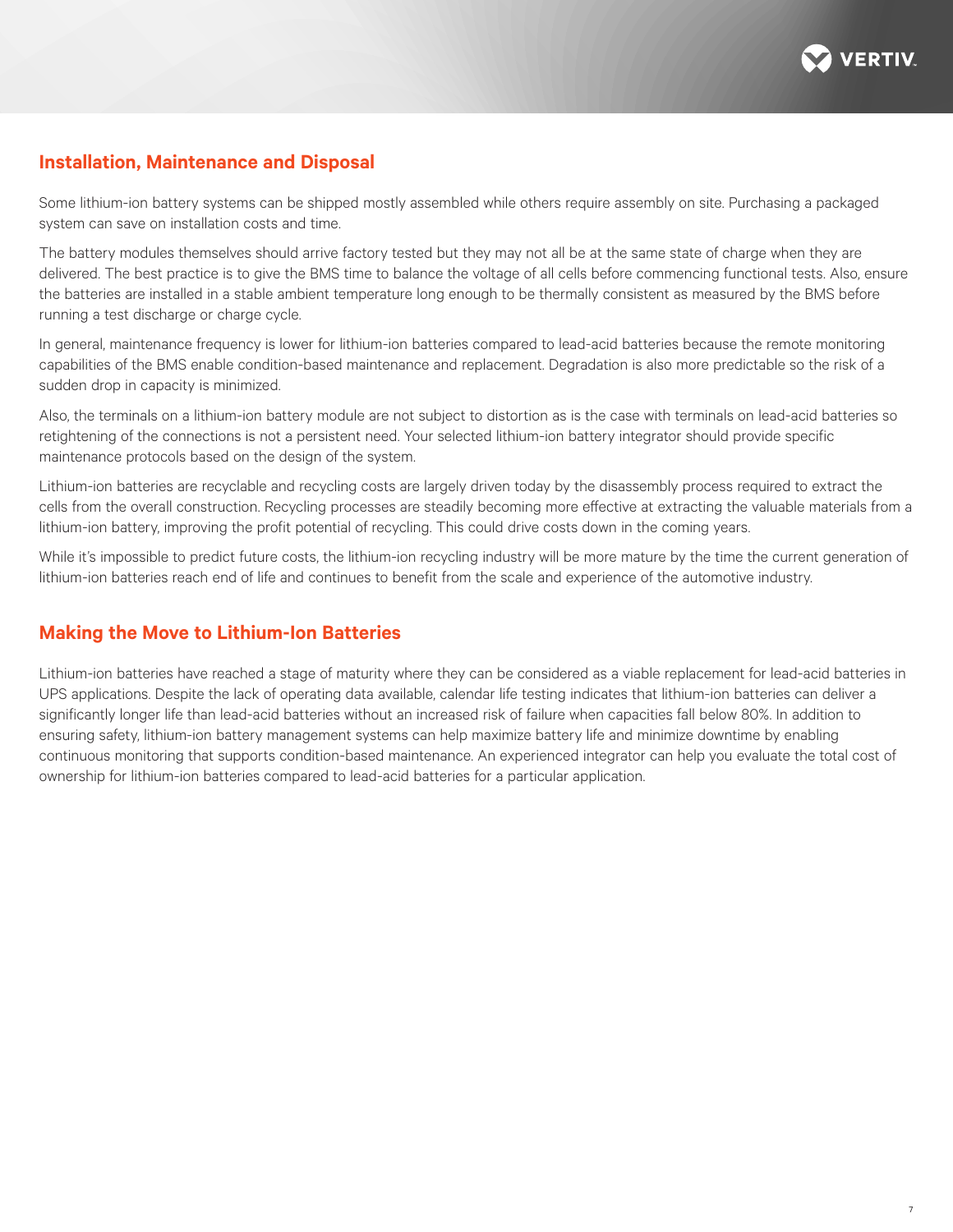## Installation, Maintenance and Disposal

Some lithium-ion battery systems can be shipped mostly assembled while others require assembly on site. Purchasing a packaged system can save on installation costs and time.

The battery modules themselves should arrive factory tested but they may not all be at the same state of charge when they are delivered. The best practice is to give the BMS time to balance the voltage of all cells before commencing functional tests. Also, ensure the batteries are installed in a stable ambient temperature long enough to be thermally consistent as measured by the BMS before running a test discharge or charge cycle.

In general, maintenance frequency is lower for lithium-ion batteries compared to lead-acid batteries because the remote monitoring capabilities of the BMS enable condition-based maintenance and replacement. Degradation is also more predictable so the risk of a sudden drop in capacity is minimized.

Also, the terminals on a lithium-ion battery module are not subject to distortion as is the case with terminals on lead-acid batteries so retightening of the connections is not a persistent need. Your selected lithium-ion battery integrator should provide specific maintenance protocols based on the design of the system.

Lithium-ion batteries are recyclable and recycling costs are largely driven today by the disassembly process required to extract the cells from the overall construction. Recycling processes are steadily becoming more effective at extracting the valuable materials from a lithium-ion battery, improving the profit potential of recycling. This could drive costs down in the coming years.

While it's impossible to predict future costs, the lithium-ion recycling industry will be more mature by the time the current generation of lithium-ion batteries reach end of life and continues to benefit from the scale and experience of the automotive industry.

## Making the Move to Lithium-Ion Batteries

Lithium-ion batteries have reached a stage of maturity where they can be considered as a viable replacement for lead-acid batteries in UPS applications. Despite the lack of operating data available, calendar life testing indicates that lithium-ion batteries can deliver a significantly longer life than lead-acid batteries without an increased risk of failure when capacities fall below 80%. In addition to ensuring safety, lithium-ion battery management systems can help maximize battery life and minimize downtime by enabling continuous monitoring that supports condition-based maintenance. An experienced integrator can help you evaluate the total cost of ownership for lithium-ion batteries compared to lead-acid batteries for a particular application.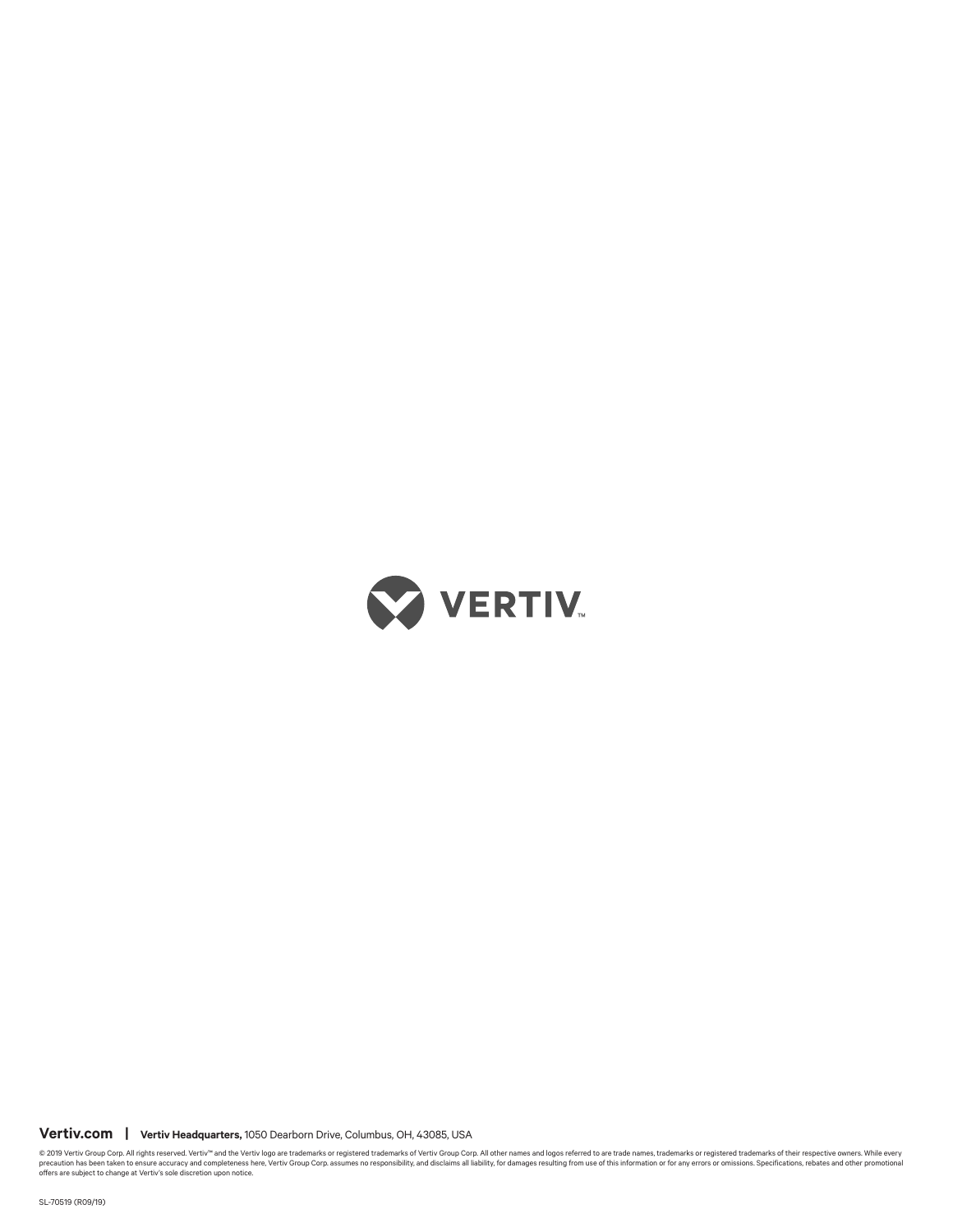VERTIV™

**Vertiv.com** | **Vertiv Headquarters,** 1050 Dearborn Drive, Columbus, OH, 43085, USA

© 2019 Vertiv Group Corp. All rights reserved. Vertiv™ and the Vertiv logo are trademarks or registered trademarks of Vertiv Group Corp. All other names and logos referred to are trade names, trademarks or registered trademarks of their respective owners. While every precaution has been taken to ensure accuracy and completeness here, Vertiv Group Corp. assumes no responsibility, and disclaims all liability, for damages resulting from use of this information or for any errors or omissions. Specifications, rebates and other promotional offers are subject to change at Vertiv's sole discretion upon notice.

SL-70519 (R09/19)